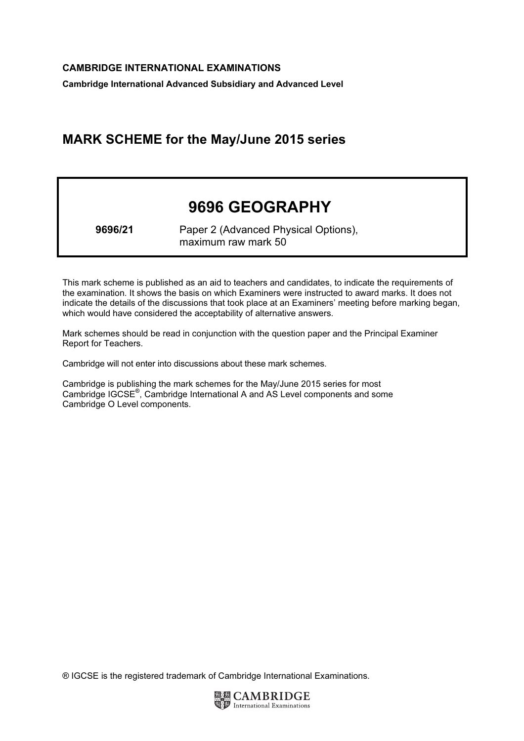**CAMBRIDGE INTERNATIONAL EXAMINATIONS**

**Cambridge International Advanced Subsidiary and Advanced Level**

## MARK SCHEME for the May/June 2015 series

# 9696 GEOGRAPHY

**9696/21** Paper 2 (Advanced Physical Options), maximum raw mark 50

This mark scheme is published as an aid to teachers and candidates, to indicate the requirements of the examination. It shows the basis on which Examiners were instructed to award marks. It does not indicate the details of the discussions that took place at an Examiners' meeting before marking began, which would have considered the acceptability of alternative answers.

Mark schemes should be read in conjunction with the question paper and the Principal Examiner Report for Teachers.

Cambridge will not enter into discussions about these mark schemes.

Cambridge is publishing the mark schemes for the May/June 2015 series for most Cambridge IGCSE®, Cambridge International A and AS Level components and some Cambridge O Level components.

® IGCSE is the registered trademark of Cambridge International Examinations.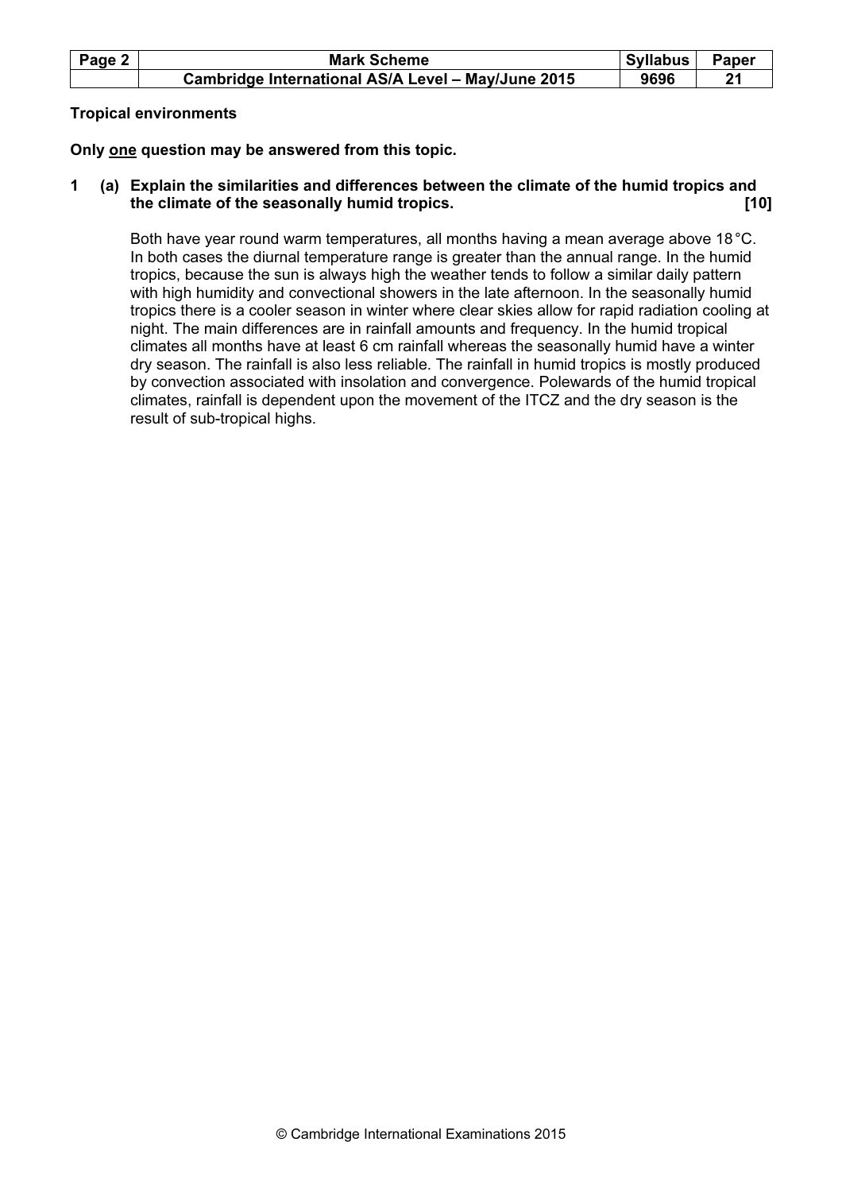**Tropical environments**

**Only one question may be answered from this topic.**

**1 (a) Explain the similarities and differences between the climate of the humid tropics and the climate of the seasonally humid tropics. [10]**

Both have year round warm temperatures, all months having a mean average above 18 °C. In both cases the diurnal temperature range is greater than the annual range. In the humid tropics, because the sun is always high the weather tends to follow a similar daily pattern with high humidity and convectional showers in the late afternoon. In the seasonally humid tropics there is a cooler season in winter where clear skies allow for rapid radiation cooling at night. The main differences are in rainfall amounts and frequency. In the humid tropical climates all months have at least 6 cm rainfall whereas the seasonally humid have a winter dry season. The rainfall is also less reliable. The rainfall in humid tropics is mostly produced by convection associated with insolation and convergence. Polewards of the humid tropical climates, rainfall is dependent upon the movement of the ITCZ and the dry season is the result of sub-tropical highs.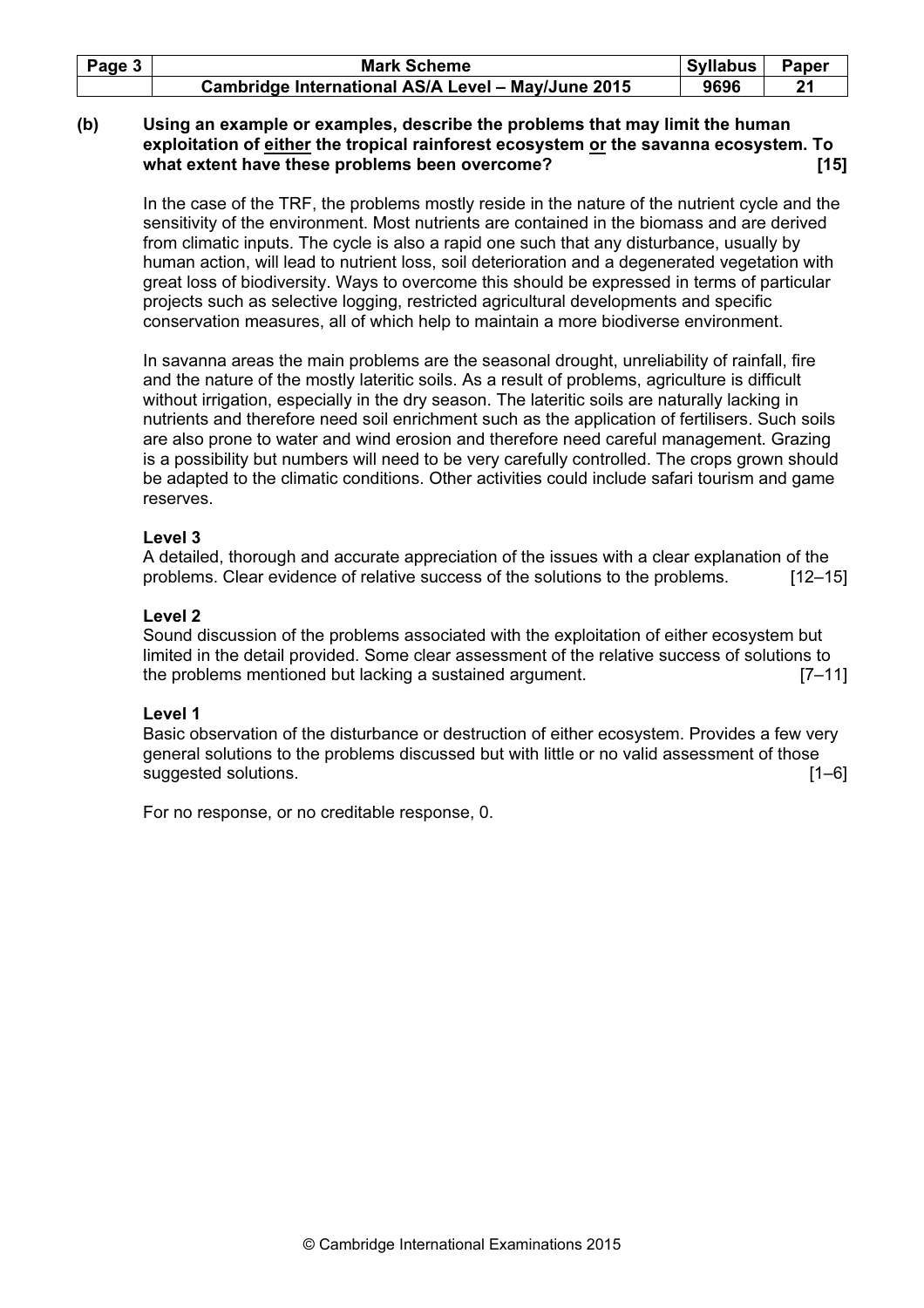**(b) Using an example or examples, describe the problems that may limit the human exploitation of <u>either</u> the tropical rainforest ecosystem <u>or</u> the savanna ecosystem. To what extent have these problems been overcome? [15]**

In the case of the TRF, the problems mostly reside in the nature of the nutrient cycle and the sensitivity of the environment. Most nutrients are contained in the biomass and are derived from climatic inputs. The cycle is also a rapid one such that any disturbance, usually by human action, will lead to nutrient loss, soil deterioration and a degenerated vegetation with great loss of biodiversity. Ways to overcome this should be expressed in terms of particular projects such as selective logging, restricted agricultural developments and specific conservation measures, all of which help to maintain a more biodiverse environment.

In savanna areas the main problems are the seasonal drought, unreliability of rainfall, fire and the nature of the mostly lateritic soils. As a result of problems, agriculture is difficult without irrigation, especially in the dry season. The lateritic soils are naturally lacking in nutrients and therefore need soil enrichment such as the application of fertilisers. Such soils are also prone to water and wind erosion and therefore need careful management. Grazing is a possibility but numbers will need to be very carefully controlled. The crops grown should be adapted to the climatic conditions. Other activities could include safari tourism and game reserves.

**Level 3**
A detailed, thorough and accurate appreciation of the issues with a clear explanation of the problems. Clear evidence of relative success of the solutions to the problems. [12–15]

**Level 2**
Sound discussion of the problems associated with the exploitation of either ecosystem but limited in the detail provided. Some clear assessment of the relative success of solutions to the problems mentioned but lacking a sustained argument. [7–11]

**Level 1**
Basic observation of the disturbance or destruction of either ecosystem. Provides a few very general solutions to the problems discussed but with little or no valid assessment of those suggested solutions. [1–6]

For no response, or no creditable response, 0.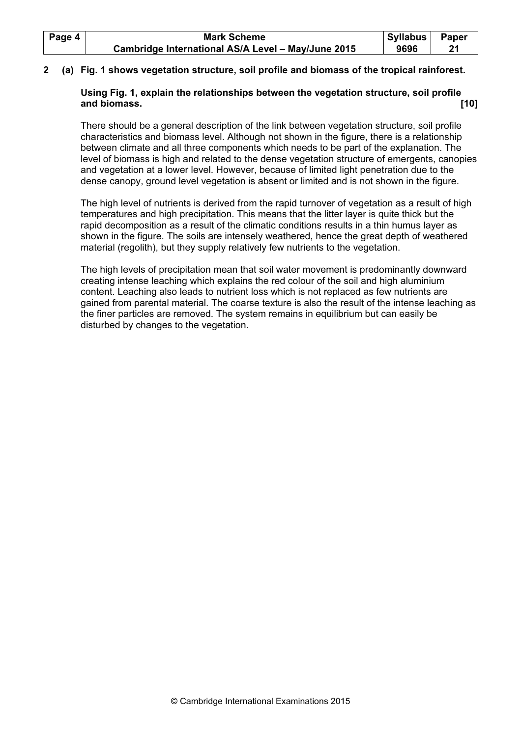**2 (a) Fig. 1 shows vegetation structure, soil profile and biomass of the tropical rainforest.**

**Using Fig. 1, explain the relationships between the vegetation structure, soil profile and biomass. [10]**

There should be a general description of the link between vegetation structure, soil profile characteristics and biomass level. Although not shown in the figure, there is a relationship between climate and all three components which needs to be part of the explanation. The level of biomass is high and related to the dense vegetation structure of emergents, canopies and vegetation at a lower level. However, because of limited light penetration due to the dense canopy, ground level vegetation is absent or limited and is not shown in the figure.

The high level of nutrients is derived from the rapid turnover of vegetation as a result of high temperatures and high precipitation. This means that the litter layer is quite thick but the rapid decomposition as a result of the climatic conditions results in a thin humus layer as shown in the figure. The soils are intensely weathered, hence the great depth of weathered material (regolith), but they supply relatively few nutrients to the vegetation.

The high levels of precipitation mean that soil water movement is predominantly downward creating intense leaching which explains the red colour of the soil and high aluminium content. Leaching also leads to nutrient loss which is not replaced as few nutrients are gained from parental material. The coarse texture is also the result of the intense leaching as the finer particles are removed. The system remains in equilibrium but can easily be disturbed by changes to the vegetation.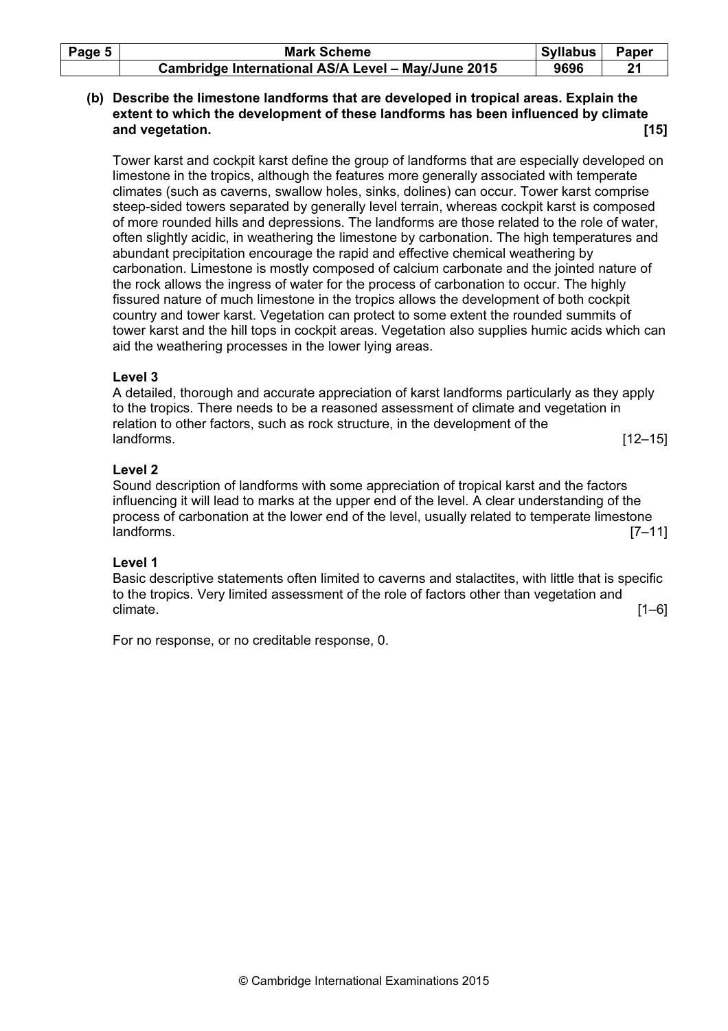**(b) Describe the limestone landforms that are developed in tropical areas. Explain the extent to which the development of these landforms has been influenced by climate and vegetation. [15]**

Tower karst and cockpit karst define the group of landforms that are especially developed on limestone in the tropics, although the features more generally associated with temperate climates (such as caverns, swallow holes, sinks, dolines) can occur. Tower karst comprise steep-sided towers separated by generally level terrain, whereas cockpit karst is composed of more rounded hills and depressions. The landforms are those related to the role of water, often slightly acidic, in weathering the limestone by carbonation. The high temperatures and abundant precipitation encourage the rapid and effective chemical weathering by carbonation. Limestone is mostly composed of calcium carbonate and the jointed nature of the rock allows the ingress of water for the process of carbonation to occur. The highly fissured nature of much limestone in the tropics allows the development of both cockpit country and tower karst. Vegetation can protect to some extent the rounded summits of tower karst and the hill tops in cockpit areas. Vegetation also supplies humic acids which can aid the weathering processes in the lower lying areas.

**Level 3**

A detailed, thorough and accurate appreciation of karst landforms particularly as they apply to the tropics. There needs to be a reasoned assessment of climate and vegetation in relation to other factors, such as rock structure, in the development of the landforms. [12–15]

**Level 2**

Sound description of landforms with some appreciation of tropical karst and the factors influencing it will lead to marks at the upper end of the level. A clear understanding of the process of carbonation at the lower end of the level, usually related to temperate limestone landforms. [7–11]

**Level 1**

Basic descriptive statements often limited to caverns and stalactites, with little that is specific to the tropics. Very limited assessment of the role of factors other than vegetation and climate. [1–6]

For no response, or no creditable response, 0.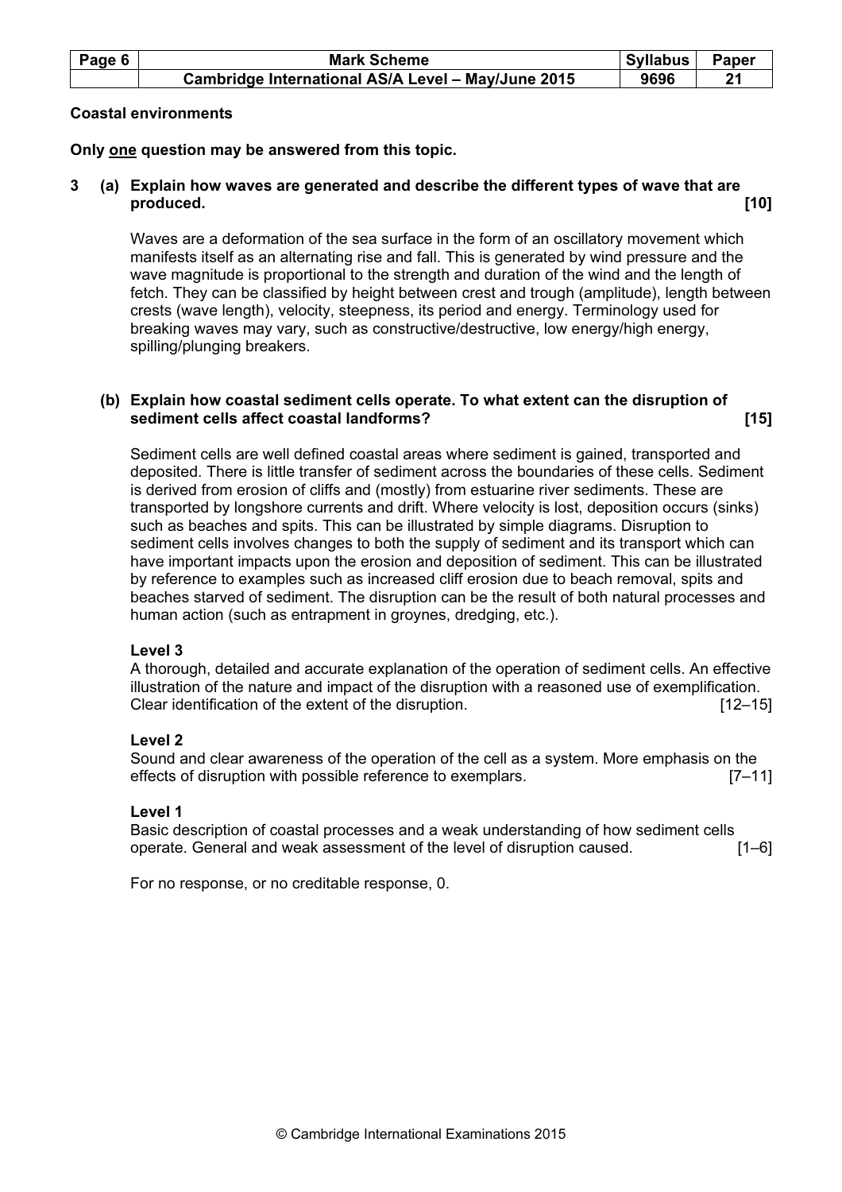**Coastal environments**

**Only one question may be answered from this topic.**

**3 (a) Explain how waves are generated and describe the different types of wave that are produced. [10]**

Waves are a deformation of the sea surface in the form of an oscillatory movement which manifests itself as an alternating rise and fall. This is generated by wind pressure and the wave magnitude is proportional to the strength and duration of the wind and the length of fetch. They can be classified by height between crest and trough (amplitude), length between crests (wave length), velocity, steepness, its period and energy. Terminology used for breaking waves may vary, such as constructive/destructive, low energy/high energy, spilling/plunging breakers.

**(b) Explain how coastal sediment cells operate. To what extent can the disruption of sediment cells affect coastal landforms? [15]**

Sediment cells are well defined coastal areas where sediment is gained, transported and deposited. There is little transfer of sediment across the boundaries of these cells. Sediment is derived from erosion of cliffs and (mostly) from estuarine river sediments. These are transported by longshore currents and drift. Where velocity is lost, deposition occurs (sinks) such as beaches and spits. This can be illustrated by simple diagrams. Disruption to sediment cells involves changes to both the supply of sediment and its transport which can have important impacts upon the erosion and deposition of sediment. This can be illustrated by reference to examples such as increased cliff erosion due to beach removal, spits and beaches starved of sediment. The disruption can be the result of both natural processes and human action (such as entrapment in groynes, dredging, etc.).

**Level 3**
A thorough, detailed and accurate explanation of the operation of sediment cells. An effective illustration of the nature and impact of the disruption with a reasoned use of exemplification. Clear identification of the extent of the disruption. [12–15]

**Level 2**
Sound and clear awareness of the operation of the cell as a system. More emphasis on the effects of disruption with possible reference to exemplars. [7–11]

**Level 1**
Basic description of coastal processes and a weak understanding of how sediment cells operate. General and weak assessment of the level of disruption caused. [1–6]

For no response, or no creditable response, 0.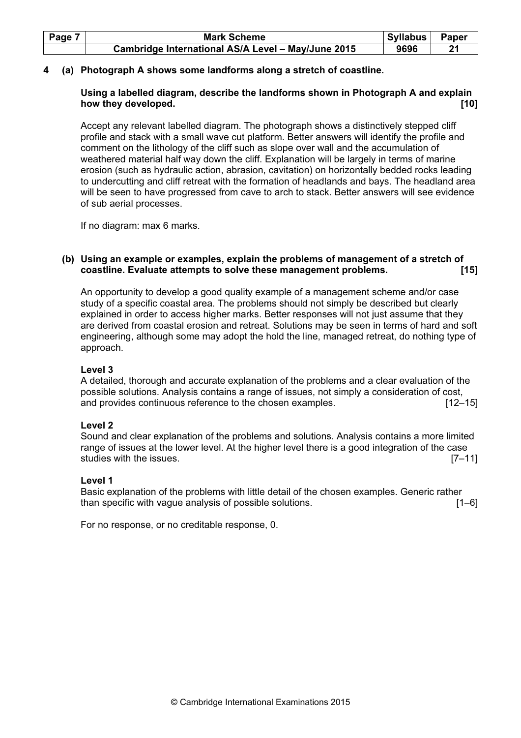**4 (a) Photograph A shows some landforms along a stretch of coastline.**

**Using a labelled diagram, describe the landforms shown in Photograph A and explain how they developed. [10]**

Accept any relevant labelled diagram. The photograph shows a distinctively stepped cliff profile and stack with a small wave cut platform. Better answers will identify the profile and comment on the lithology of the cliff such as slope over wall and the accumulation of weathered material half way down the cliff. Explanation will be largely in terms of marine erosion (such as hydraulic action, abrasion, cavitation) on horizontally bedded rocks leading to undercutting and cliff retreat with the formation of headlands and bays. The headland area will be seen to have progressed from cave to arch to stack. Better answers will see evidence of sub aerial processes.

If no diagram: max 6 marks.

**(b) Using an example or examples, explain the problems of management of a stretch of coastline. Evaluate attempts to solve these management problems. [15]**

An opportunity to develop a good quality example of a management scheme and/or case study of a specific coastal area. The problems should not simply be described but clearly explained in order to access higher marks. Better responses will not just assume that they are derived from coastal erosion and retreat. Solutions may be seen in terms of hard and soft engineering, although some may adopt the hold the line, managed retreat, do nothing type of approach.

**Level 3**
A detailed, thorough and accurate explanation of the problems and a clear evaluation of the possible solutions. Analysis contains a range of issues, not simply a consideration of cost, and provides continuous reference to the chosen examples. [12–15]

**Level 2**
Sound and clear explanation of the problems and solutions. Analysis contains a more limited range of issues at the lower level. At the higher level there is a good integration of the case studies with the issues. [7–11]

**Level 1**
Basic explanation of the problems with little detail of the chosen examples. Generic rather than specific with vague analysis of possible solutions. [1–6]

For no response, or no creditable response, 0.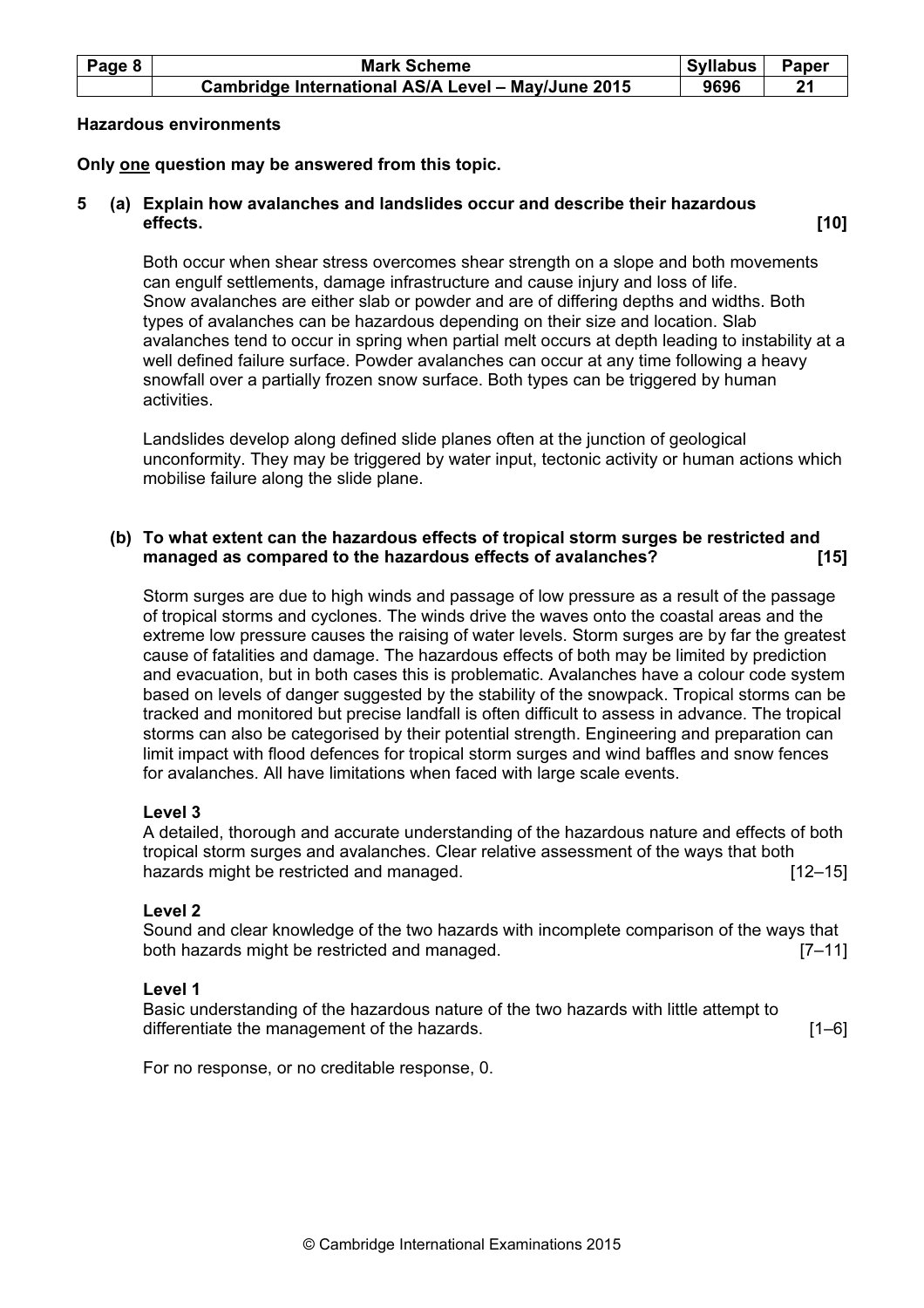**Hazardous environments**

**Only one question may be answered from this topic.**

**5 (a) Explain how avalanches and landslides occur and describe their hazardous effects. [10]**

Both occur when shear stress overcomes shear strength on a slope and both movements can engulf settlements, damage infrastructure and cause injury and loss of life. Snow avalanches are either slab or powder and are of differing depths and widths. Both types of avalanches can be hazardous depending on their size and location. Slab avalanches tend to occur in spring when partial melt occurs at depth leading to instability at a well defined failure surface. Powder avalanches can occur at any time following a heavy snowfall over a partially frozen snow surface. Both types can be triggered by human activities.

Landslides develop along defined slide planes often at the junction of geological unconformity. They may be triggered by water input, tectonic activity or human actions which mobilise failure along the slide plane.

**(b) To what extent can the hazardous effects of tropical storm surges be restricted and managed as compared to the hazardous effects of avalanches? [15]**

Storm surges are due to high winds and passage of low pressure as a result of the passage of tropical storms and cyclones. The winds drive the waves onto the coastal areas and the extreme low pressure causes the raising of water levels. Storm surges are by far the greatest cause of fatalities and damage. The hazardous effects of both may be limited by prediction and evacuation, but in both cases this is problematic. Avalanches have a colour code system based on levels of danger suggested by the stability of the snowpack. Tropical storms can be tracked and monitored but precise landfall is often difficult to assess in advance. The tropical storms can also be categorised by their potential strength. Engineering and preparation can limit impact with flood defences for tropical storm surges and wind baffles and snow fences for avalanches. All have limitations when faced with large scale events.

**Level 3**
A detailed, thorough and accurate understanding of the hazardous nature and effects of both tropical storm surges and avalanches. Clear relative assessment of the ways that both hazards might be restricted and managed. [12–15]

**Level 2**
Sound and clear knowledge of the two hazards with incomplete comparison of the ways that both hazards might be restricted and managed. [7–11]

**Level 1**
Basic understanding of the hazardous nature of the two hazards with little attempt to differentiate the management of the hazards. [1–6]

For no response, or no creditable response, 0.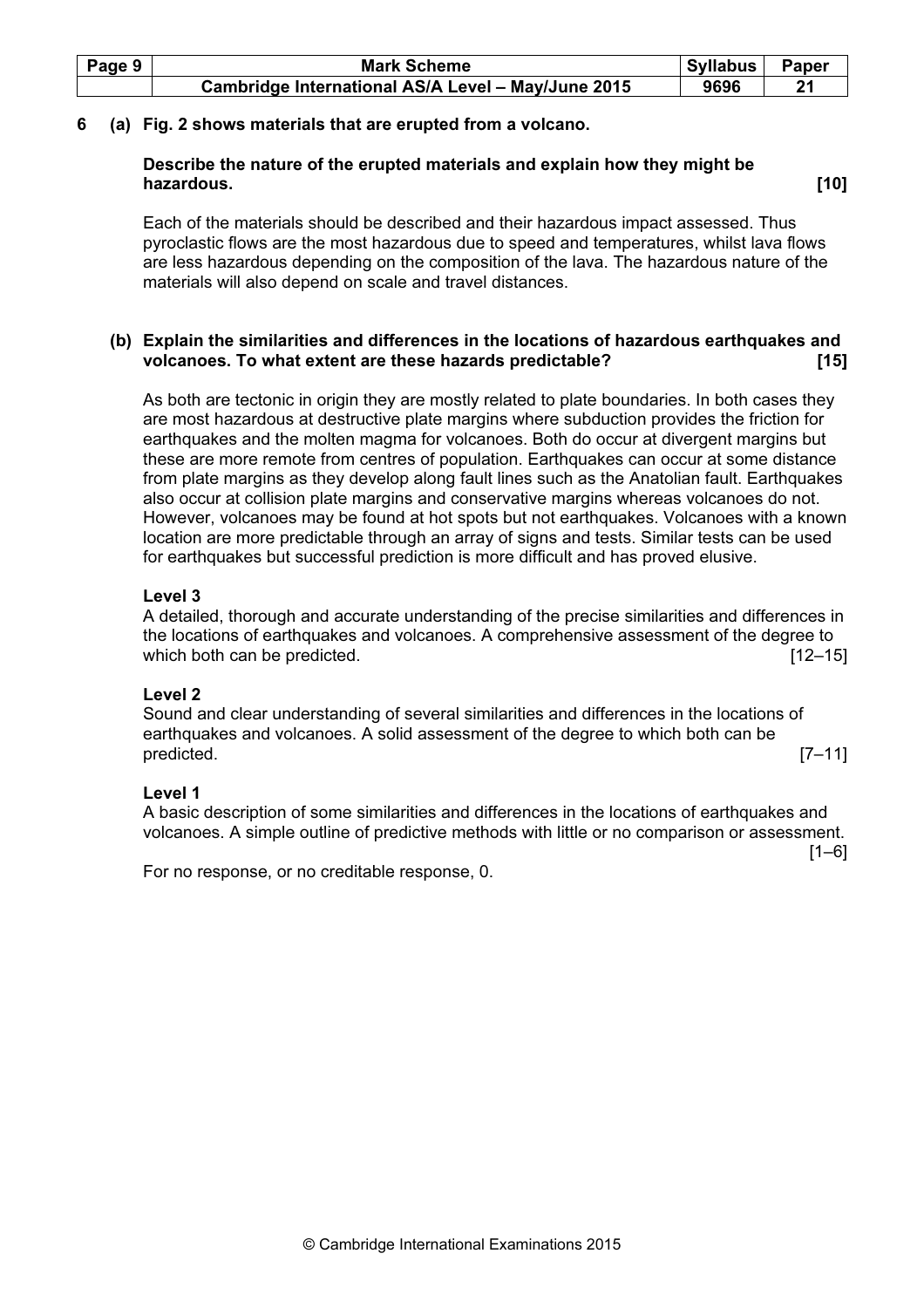**6 (a) Fig. 2 shows materials that are erupted from a volcano.**

**Describe the nature of the erupted materials and explain how they might be hazardous. [10]**

Each of the materials should be described and their hazardous impact assessed. Thus pyroclastic flows are the most hazardous due to speed and temperatures, whilst lava flows are less hazardous depending on the composition of the lava. The hazardous nature of the materials will also depend on scale and travel distances.

**(b) Explain the similarities and differences in the locations of hazardous earthquakes and volcanoes. To what extent are these hazards predictable? [15]**

As both are tectonic in origin they are mostly related to plate boundaries. In both cases they are most hazardous at destructive plate margins where subduction provides the friction for earthquakes and the molten magma for volcanoes. Both do occur at divergent margins but these are more remote from centres of population. Earthquakes can occur at some distance from plate margins as they develop along fault lines such as the Anatolian fault. Earthquakes also occur at collision plate margins and conservative margins whereas volcanoes do not. However, volcanoes may be found at hot spots but not earthquakes. Volcanoes with a known location are more predictable through an array of signs and tests. Similar tests can be used for earthquakes but successful prediction is more difficult and has proved elusive.

**Level 3**

A detailed, thorough and accurate understanding of the precise similarities and differences in the locations of earthquakes and volcanoes. A comprehensive assessment of the degree to which both can be predicted. [12–15]

**Level 2**

Sound and clear understanding of several similarities and differences in the locations of earthquakes and volcanoes. A solid assessment of the degree to which both can be predicted. [7–11]

**Level 1**

A basic description of some similarities and differences in the locations of earthquakes and volcanoes. A simple outline of predictive methods with little or no comparison or assessment. [1–6]

For no response, or no creditable response, 0.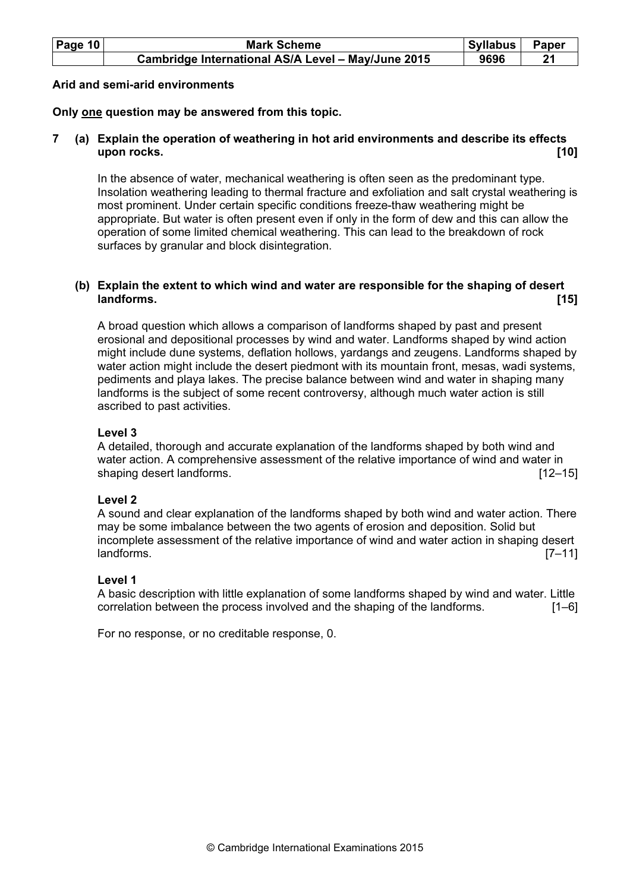**Arid and semi-arid environments**

**Only <u>one</u> question may be answered from this topic.**

**7 (a) Explain the operation of weathering in hot arid environments and describe its effects upon rocks. [10]**

In the absence of water, mechanical weathering is often seen as the predominant type. Insolation weathering leading to thermal fracture and exfoliation and salt crystal weathering is most prominent. Under certain specific conditions freeze-thaw weathering might be appropriate. But water is often present even if only in the form of dew and this can allow the operation of some limited chemical weathering. This can lead to the breakdown of rock surfaces by granular and block disintegration.

**(b) Explain the extent to which wind and water are responsible for the shaping of desert landforms. [15]**

A broad question which allows a comparison of landforms shaped by past and present erosional and depositional processes by wind and water. Landforms shaped by wind action might include dune systems, deflation hollows, yardangs and zeugens. Landforms shaped by water action might include the desert piedmont with its mountain front, mesas, wadi systems, pediments and playa lakes. The precise balance between wind and water in shaping many landforms is the subject of some recent controversy, although much water action is still ascribed to past activities.

**Level 3**
A detailed, thorough and accurate explanation of the landforms shaped by both wind and water action. A comprehensive assessment of the relative importance of wind and water in shaping desert landforms. [12–15]

**Level 2**
A sound and clear explanation of the landforms shaped by both wind and water action. There may be some imbalance between the two agents of erosion and deposition. Solid but incomplete assessment of the relative importance of wind and water action in shaping desert landforms. [7–11]

**Level 1**
A basic description with little explanation of some landforms shaped by wind and water. Little correlation between the process involved and the shaping of the landforms. [1–6]

For no response, or no creditable response, 0.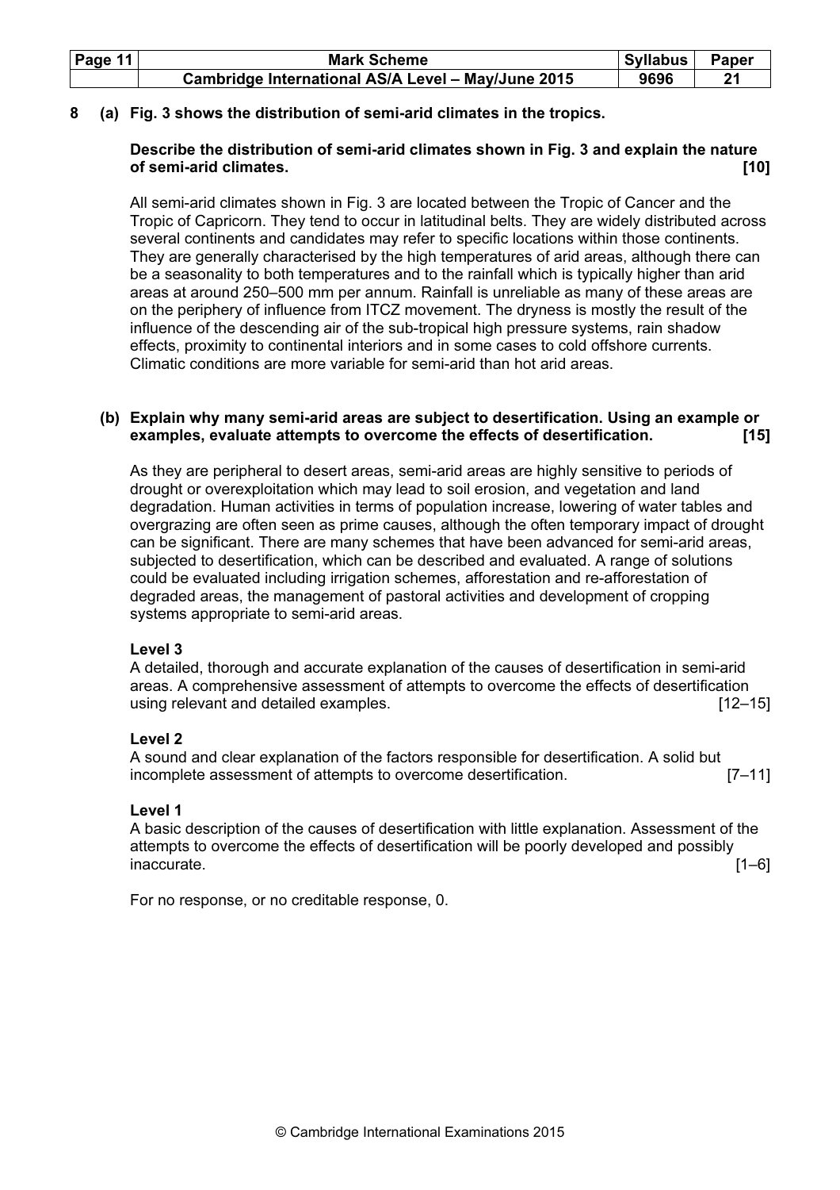**8 (a) Fig. 3 shows the distribution of semi-arid climates in the tropics.**

**Describe the distribution of semi-arid climates shown in Fig. 3 and explain the nature of semi-arid climates. [10]**

All semi-arid climates shown in Fig. 3 are located between the Tropic of Cancer and the Tropic of Capricorn. They tend to occur in latitudinal belts. They are widely distributed across several continents and candidates may refer to specific locations within those continents. They are generally characterised by the high temperatures of arid areas, although there can be a seasonality to both temperatures and to the rainfall which is typically higher than arid areas at around 250–500 mm per annum. Rainfall is unreliable as many of these areas are on the periphery of influence from ITCZ movement. The dryness is mostly the result of the influence of the descending air of the sub-tropical high pressure systems, rain shadow effects, proximity to continental interiors and in some cases to cold offshore currents. Climatic conditions are more variable for semi-arid than hot arid areas.

**(b) Explain why many semi-arid areas are subject to desertification. Using an example or examples, evaluate attempts to overcome the effects of desertification. [15]**

As they are peripheral to desert areas, semi-arid areas are highly sensitive to periods of drought or overexploitation which may lead to soil erosion, and vegetation and land degradation. Human activities in terms of population increase, lowering of water tables and overgrazing are often seen as prime causes, although the often temporary impact of drought can be significant. There are many schemes that have been advanced for semi-arid areas, subjected to desertification, which can be described and evaluated. A range of solutions could be evaluated including irrigation schemes, afforestation and re-afforestation of degraded areas, the management of pastoral activities and development of cropping systems appropriate to semi-arid areas.

**Level 3**
A detailed, thorough and accurate explanation of the causes of desertification in semi-arid areas. A comprehensive assessment of attempts to overcome the effects of desertification using relevant and detailed examples. [12–15]

**Level 2**
A sound and clear explanation of the factors responsible for desertification. A solid but incomplete assessment of attempts to overcome desertification. [7–11]

**Level 1**
A basic description of the causes of desertification with little explanation. Assessment of the attempts to overcome the effects of desertification will be poorly developed and possibly inaccurate. [1–6]

For no response, or no creditable response, 0.